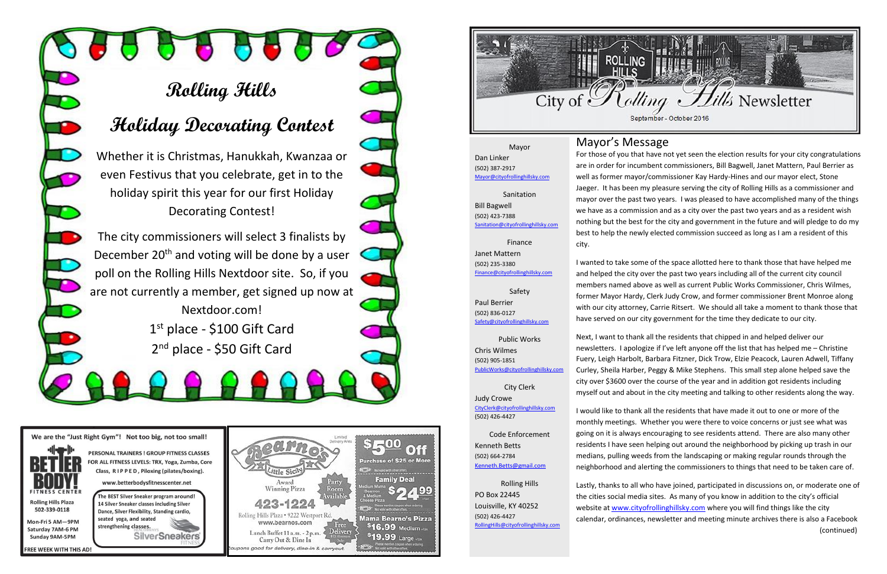# Rolling Hills Holiday Decorating Contest

Whether it is Christmas, Hanukkah, Kwanzaa or even Festivus that you celebrate, get in to the holiday spirit this year for our first Holiday Decorating Contest!

The city commissioners will select 3 finalists by December 20th and voting will be done by a user poll on the Rolling Hills Nextdoor site. So, if you are not currently a member, get signed up now at Nextdoor.com!

1st place - $100 Gift Card

2nd place - $50 Gift Card

---

We are the "Just Right Gym"! Not too big, not too small!

**BETTER BODY! FITNESS CENTER**

PERSONAL TRAINERS ! GROUP FITNESS CLASSES FOR ALL FITNESS LEVELS: TRX, Yoga, Zumba, Core Class, R I P P E D, Piloxing (pilates/boxing).

www.betterbodyfitnesscenter.net

Rolling Hills Plaza
502-339-0118

Mon-Fri 5 AM—9PM
Saturday 7AM-6 PM
Sunday 9AM-5PM

The BEST Silver Sneaker program around! 14 Silver Sneaker classes including Silver Dance, Silver Flexibility, Standing cardio, seated yoga, and seated strengthening classes.

SilverSneakers FITNESS

FREE WEEK WITH THIS AD!

---

**Bearno's Little Sicily**

Award Winning Pizza

Party Room Available

423-1224

Rolling Hills Plaza • 9222 Westport Rd.
www.bearnos.com

Lunch Buffet 11 a.m. - 2 p.m.
Carry Out & Dine In

Free Delivery

Limited Delivery Area

Coupons good for delivery, dine-in & carryout.

**$5.00 Off** Purchase of $25 or More

**Family Deal** Medium Mama Bearnos & Medium Cheese Pizza $24.99

**Mama Bearno's Pizza** $16.99 Medium, $19.99 Large

---

# City of Rolling Hills Newsletter

September - October 2016

Mayor
Dan Linker
(502) 387-2917
Mayor@cityofrollinghillsky.com

Sanitation
Bill Bagwell
(502) 423-7388
Sanitation@cityofrollinghillsky.com

Finance
Janet Mattern
(502) 235-3380
Finance@cityofrollinghillsky.com

Safety
Paul Berrier
(502) 836-0127
Safety@cityofrollinghillsky.com

Public Works
Chris Wilmes
(502) 905-1851
PublicWorks@cityofrollinghillsky.com

City Clerk
Judy Crowe
CityClerk@cityofrollinghillsky.com
(502) 426-4427

Code Enforcement
Kenneth Betts
(502) 664-2784
Kenneth.Betts@gmail.com

Rolling Hills
PO Box 22445
Louisville, KY 40252
(502) 426-4427
RollingHills@cityofrollinghillsky.com

## Mayor's Message

For those of you that have not yet seen the election results for your city congratulations are in order for incumbent commissioners, Bill Bagwell, Janet Mattern, Paul Berrier as well as former mayor/commissioner Kay Hardy-Hines and our mayor elect, Stone Jaeger. It has been my pleasure serving the city of Rolling Hills as a commissioner and mayor over the past two years. I was pleased to have accomplished many of the things we have as a commission and as a city over the past two years and as a resident wish nothing but the best for the city and government in the future and will pledge to do my best to help the newly elected commission succeed as long as I am a resident of this city.

I wanted to take some of the space allotted here to thank those that have helped me and helped the city over the past two years including all of the current city council members named above as well as current Public Works Commissioner, Chris Wilmes, former Mayor Hardy, Clerk Judy Crow, and former commissioner Brent Monroe along with our city attorney, Carrie Ritsert. We should all take a moment to thank those that have served on our city government for the time they dedicate to our city.

Next, I want to thank all the residents that chipped in and helped deliver our newsletters. I apologize if I've left anyone off the list that has helped me – Christine Fuery, Leigh Harbolt, Barbara Fitzner, Dick Trow, Elzie Peacock, Lauren Adwell, Tiffany Curley, Sheila Harber, Peggy & Mike Stephens. This small step alone helped save the city over $3600 over the course of the year and in addition got residents including myself out and about in the city meeting and talking to other residents along the way.

I would like to thank all the residents that have made it out to one or more of the monthly meetings. Whether you were there to voice concerns or just see what was going on it is always encouraging to see residents attend. There are also many other residents I have seen helping out around the neighborhood by picking up trash in our medians, pulling weeds from the landscaping or making regular rounds through the neighborhood and alerting the commissioners to things that need to be taken care of.

Lastly, thanks to all who have joined, participated in discussions on, or moderate one of the cities social media sites. As many of you know in addition to the city's official website at www.cityofrollinghillsky.com where you will find things like the city calendar, ordinances, newsletter and meeting minute archives there is also a Facebook

(continued)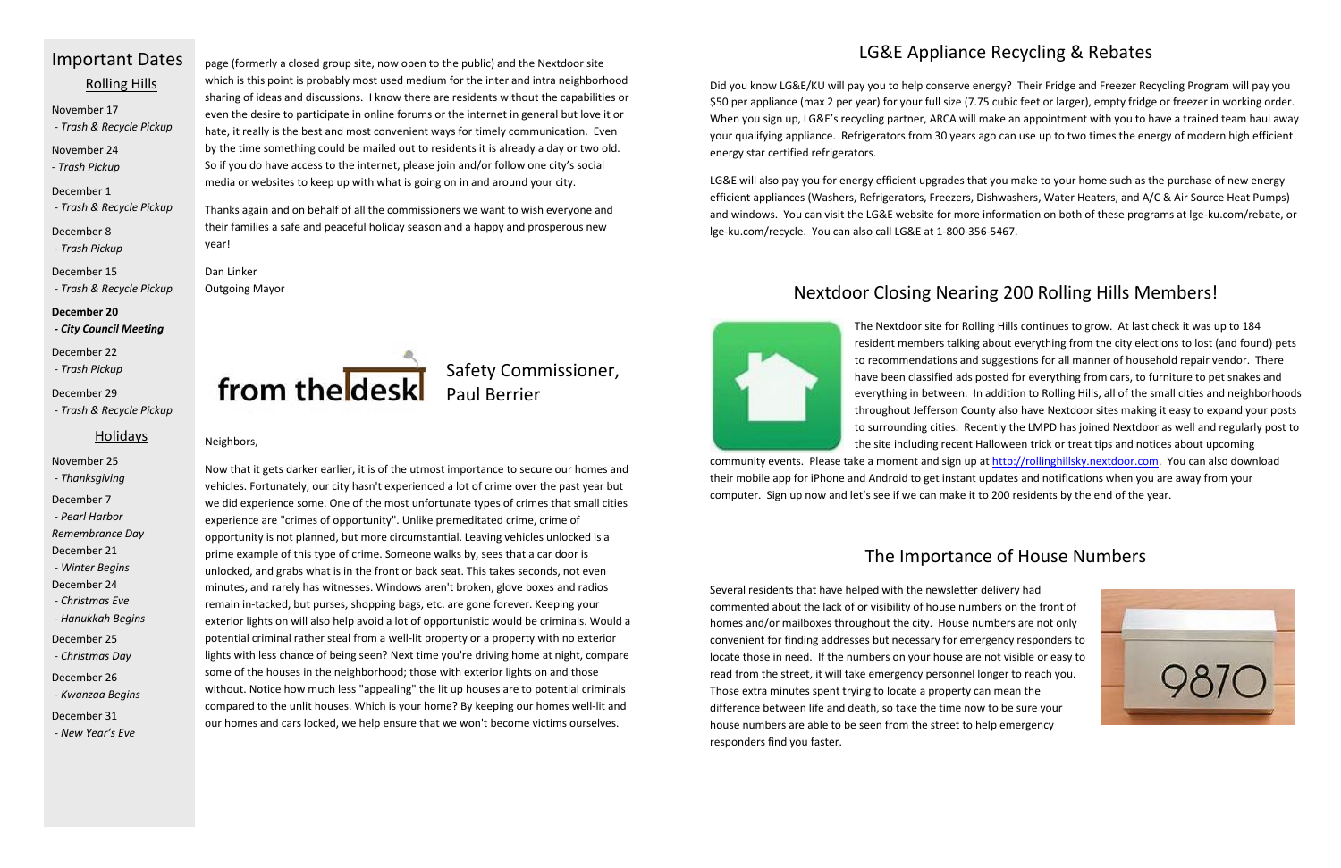## Important Dates

### Rolling Hills

November 17
*- Trash & Recycle Pickup*

November 24
*- Trash Pickup*

December 1
*- Trash & Recycle Pickup*

December 8
*- Trash Pickup*

December 15
*- Trash & Recycle Pickup*

**December 20**
***- City Council Meeting***

December 22
*- Trash Pickup*

December 29
*- Trash & Recycle Pickup*

### Holidays

November 25
*- Thanksgiving*

December 7
*- Pearl Harbor Remembrance Day*

December 21
*- Winter Begins*

December 24
*- Christmas Eve*
*- Hanukkah Begins*

December 25
*- Christmas Day*

December 26
*- Kwanzaa Begins*

December 31
*- New Year's Eve*

page (formerly a closed group site, now open to the public) and the Nextdoor site which is this point is probably most used medium for the inter and intra neighborhood sharing of ideas and discussions. I know there are residents without the capabilities or even the desire to participate in online forums or the internet in general but love it or hate, it really is the best and most convenient ways for timely communication. Even by the time something could be mailed out to residents it is already a day or two old. So if you do have access to the internet, please join and/or follow one city's social media or websites to keep up with what is going on in and around your city.

Thanks again and on behalf of all the commissioners we want to wish everyone and their families a safe and peaceful holiday season and a happy and prosperous new year!

Dan Linker
Outgoing Mayor

## from the desk — Safety Commissioner, Paul Berrier

Neighbors,

Now that it gets darker earlier, it is of the utmost importance to secure our homes and vehicles. Fortunately, our city hasn't experienced a lot of crime over the past year but we did experience some. One of the most unfortunate types of crimes that small cities experience are "crimes of opportunity". Unlike premeditated crime, crime of opportunity is not planned, but more circumstantial. Leaving vehicles unlocked is a prime example of this type of crime. Someone walks by, sees that a car door is unlocked, and grabs what is in the front or back seat. This takes seconds, not even minutes, and rarely has witnesses. Windows aren't broken, glove boxes and radios remain in-tacked, but purses, shopping bags, etc. are gone forever. Keeping your exterior lights on will also help avoid a lot of opportunistic would be criminals. Would a potential criminal rather steal from a well-lit property or a property with no exterior lights with less chance of being seen? Next time you're driving home at night, compare some of the houses in the neighborhood; those with exterior lights on and those without. Notice how much less "appealing" the lit up houses are to potential criminals compared to the unlit houses. Which is your home? By keeping our homes well-lit and our homes and cars locked, we help ensure that we won't become victims ourselves.

## LG&E Appliance Recycling & Rebates

Did you know LG&E/KU will pay you to help conserve energy? Their Fridge and Freezer Recycling Program will pay you $50 per appliance (max 2 per year) for your full size (7.75 cubic feet or larger), empty fridge or freezer in working order. When you sign up, LG&E's recycling partner, ARCA will make an appointment with you to have a trained team haul away your qualifying appliance. Refrigerators from 30 years ago can use up to two times the energy of modern high efficient energy star certified refrigerators.

LG&E will also pay you for energy efficient upgrades that you make to your home such as the purchase of new energy efficient appliances (Washers, Refrigerators, Freezers, Dishwashers, Water Heaters, and A/C & Air Source Heat Pumps) and windows. You can visit the LG&E website for more information on both of these programs at lge-ku.com/rebate, or lge-ku.com/recycle. You can also call LG&E at 1-800-356-5467.

## Nextdoor Closing Nearing 200 Rolling Hills Members!

The Nextdoor site for Rolling Hills continues to grow. At last check it was up to 184 resident members talking about everything from the city elections to lost (and found) pets to recommendations and suggestions for all manner of household repair vendor. There have been classified ads posted for everything from cars, to furniture to pet snakes and everything in between. In addition to Rolling Hills, all of the small cities and neighborhoods throughout Jefferson County also have Nextdoor sites making it easy to expand your posts to surrounding cities. Recently the LMPD has joined Nextdoor as well and regularly post to the site including recent Halloween trick or treat tips and notices about upcoming community events. Please take a moment and sign up at http://rollinghillsky.nextdoor.com. You can also download their mobile app for iPhone and Android to get instant updates and notifications when you are away from your computer. Sign up now and let's see if we can make it to 200 residents by the end of the year.

## The Importance of House Numbers

Several residents that have helped with the newsletter delivery had commented about the lack of or visibility of house numbers on the front of homes and/or mailboxes throughout the city. House numbers are not only convenient for finding addresses but necessary for emergency responders to locate those in need. If the numbers on your house are not visible or easy to read from the street, it will take emergency personnel longer to reach you. Those extra minutes spent trying to locate a property can mean the difference between life and death, so take the time now to be sure your house numbers are able to be seen from the street to help emergency responders find you faster.